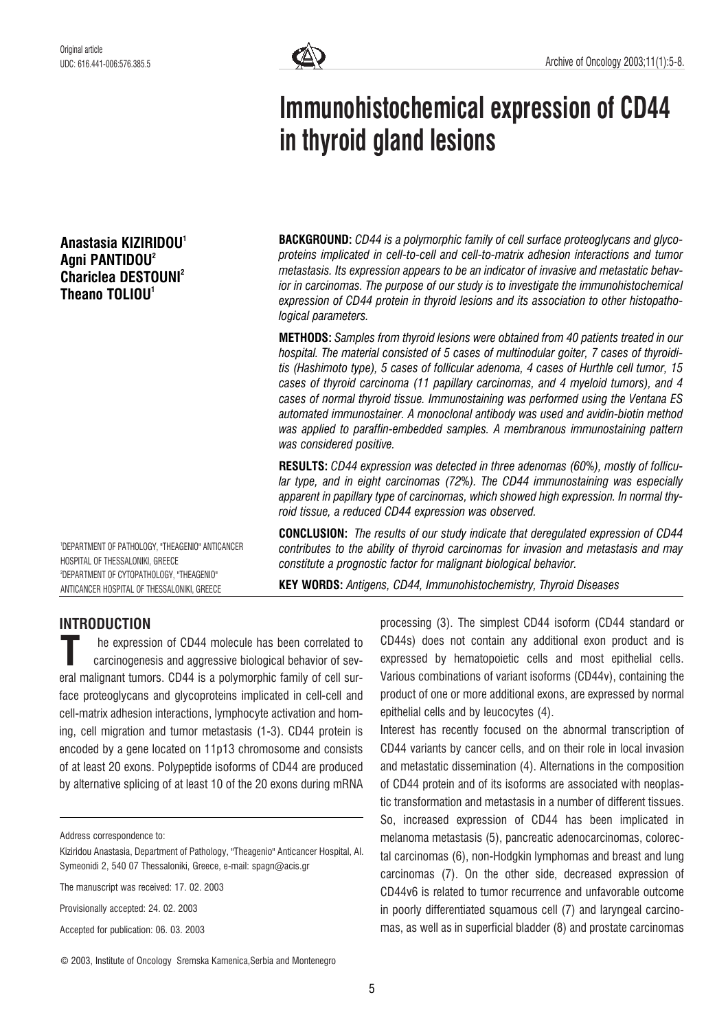Original article

UDC: 616.441-006:576.385.5

# Immunohistochemical expression of CD44 in thyroid gland lesions

**Anastasia KIZIRIDOU[1]**
**Agni PANTIDOU[2]**
**Chariclea DESTOUNI[2]**
**Theano TOLIOU[1]**

[1]DEPARTMENT OF PATHOLOGY, "THEAGENIO" ANTICANCER HOSPITAL OF THESSALONIKI, GREECE
[2]DEPARTMENT OF CYTOPATHOLOGY, "THEAGENIO" ANTICANCER HOSPITAL OF THESSALONIKI, GREECE

**BACKGROUND:** *CD44 is a polymorphic family of cell surface proteoglycans and glycoproteins implicated in cell-to-cell and cell-to-matrix adhesion interactions and tumor metastasis. Its expression appears to be an indicator of invasive and metastatic behavior in carcinomas. The purpose of our study is to investigate the immunohistochemical expression of CD44 protein in thyroid lesions and its association to other histopathological parameters.*

**METHODS:** *Samples from thyroid lesions were obtained from 40 patients treated in our hospital. The material consisted of 5 cases of multinodular goiter, 7 cases of thyroiditis (Hashimoto type), 5 cases of follicular adenoma, 4 cases of Hurthle cell tumor, 15 cases of thyroid carcinoma (11 papillary carcinomas, and 4 myeloid tumors), and 4 cases of normal thyroid tissue. Immunostaining was performed using the Ventana ES automated immunostainer. A monoclonal antibody was used and avidin-biotin method was applied to paraffin-embedded samples. A membranous immunostaining pattern was considered positive.*

**RESULTS:** *CD44 expression was detected in three adenomas (60%), mostly of follicular type, and in eight carcinomas (72%). The CD44 immunostaining was especially apparent in papillary type of carcinomas, which showed high expression. In normal thyroid tissue, a reduced CD44 expression was observed.*

**CONCLUSION:** *The results of our study indicate that deregulated expression of CD44 contributes to the ability of thyroid carcinomas for invasion and metastasis and may constitute a prognostic factor for malignant biological behavior.*

**KEY WORDS:** *Antigens, CD44, Immunohistochemistry, Thyroid Diseases*

## INTRODUCTION

The expression of CD44 molecule has been correlated to carcinogenesis and aggressive biological behavior of several malignant tumors. CD44 is a polymorphic family of cell surface proteoglycans and glycoproteins implicated in cell-cell and cell-matrix adhesion interactions, lymphocyte activation and homing, cell migration and tumor metastasis (1-3). CD44 protein is encoded by a gene located on 11p13 chromosome and consists of at least 20 exons. Polypeptide isoforms of CD44 are produced by alternative splicing of at least 10 of the 20 exons during mRNA processing (3). The simplest CD44 isoform (CD44 standard or CD44s) does not contain any additional exon product and is expressed by hematopoietic cells and most epithelial cells. Various combinations of variant isoforms (CD44v), containing the product of one or more additional exons, are expressed by normal epithelial cells and by leucocytes (4).

Interest has recently focused on the abnormal transcription of CD44 variants by cancer cells, and on their role in local invasion and metastatic dissemination (4). Alternations in the composition of CD44 protein and of its isoforms are associated with neoplastic transformation and metastasis in a number of different tissues. So, increased expression of CD44 has been implicated in melanoma metastasis (5), pancreatic adenocarcinomas, colorectal carcinomas (6), non-Hodgkin lymphomas and breast and lung carcinomas (7). On the other side, decreased expression of CD44v6 is related to tumor recurrence and unfavorable outcome in poorly differentiated squamous cell (7) and laryngeal carcinomas, as well as in superficial bladder (8) and prostate carcinomas

Address correspondence to:

Kiziridou Anastasia, Department of Pathology, "Theagenio" Anticancer Hospital, Al. Symeonidi 2, 540 07 Thessaloniki, Greece, e-mail: spagn@acis.gr

The manuscript was received: 17. 02. 2003

Provisionally accepted: 24. 02. 2003

Accepted for publication: 06. 03. 2003

© 2003, Institute of Oncology Sremska Kamenica,Serbia and Montenegro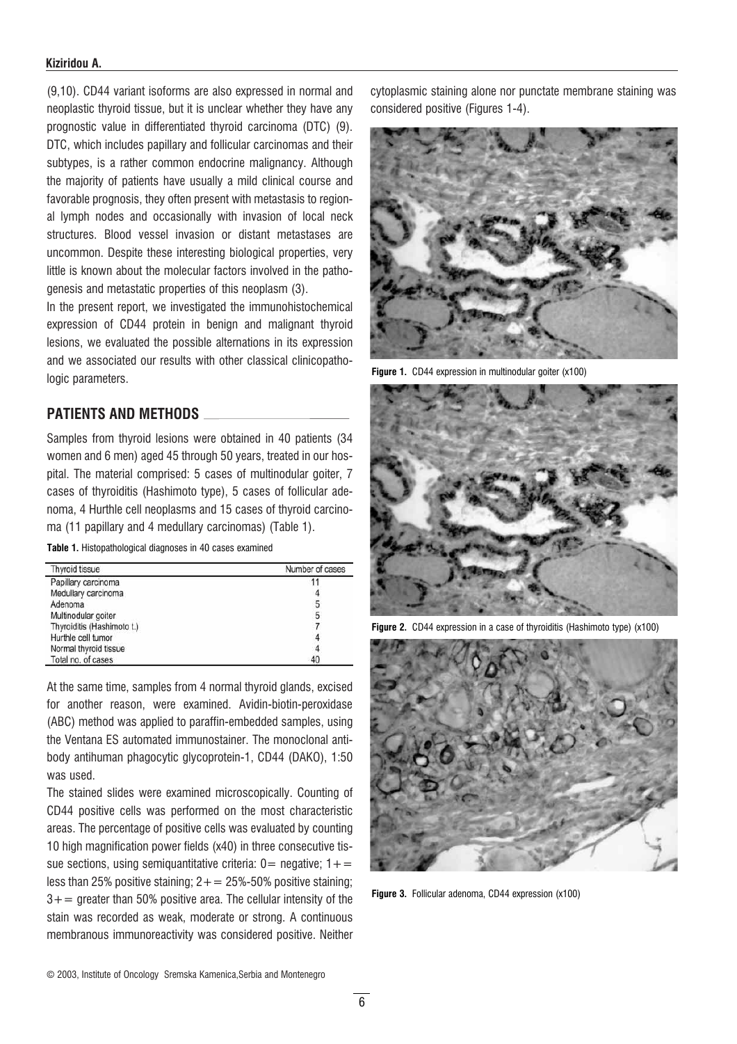(9,10). CD44 variant isoforms are also expressed in normal and neoplastic thyroid tissue, but it is unclear whether they have any prognostic value in differentiated thyroid carcinoma (DTC) (9). DTC, which includes papillary and follicular carcinomas and their subtypes, is a rather common endocrine malignancy. Although the majority of patients have usually a mild clinical course and favorable prognosis, they often present with metastasis to regional lymph nodes and occasionally with invasion of local neck structures. Blood vessel invasion or distant metastases are uncommon. Despite these interesting biological properties, very little is known about the molecular factors involved in the pathogenesis and metastatic properties of this neoplasm (3).

In the present report, we investigated the immunohistochemical expression of CD44 protein in benign and malignant thyroid lesions, we evaluated the possible alternations in its expression and we associated our results with other classical clinicopathologic parameters.

## PATIENTS AND METHODS

Samples from thyroid lesions were obtained in 40 patients (34 women and 6 men) aged 45 through 50 years, treated in our hospital. The material comprised: 5 cases of multinodular goiter, 7 cases of thyroiditis (Hashimoto type), 5 cases of follicular adenoma, 4 Hurthle cell neoplasms and 15 cases of thyroid carcinoma (11 papillary and 4 medullary carcinomas) (Table 1).

**Table 1.** Histopathological diagnoses in 40 cases examined

| Thyroid tissue | Number of cases |
|---|---|
| Papillary carcinoma | 11 |
| Medullary carcinoma | 4 |
| Adenoma | 5 |
| Multinodular goiter | 5 |
| Thyroiditis (Hashimoto t.) | 7 |
| Hurthle cell tumor | 4 |
| Normal thyroid tissue | 4 |
| Total no. of cases | 40 |

At the same time, samples from 4 normal thyroid glands, excised for another reason, were examined. Avidin-biotin-peroxidase (ABC) method was applied to paraffin-embedded samples, using the Ventana ES automated immunostainer. The monoclonal antibody antihuman phagocytic glycoprotein-1, CD44 (DAKO), 1:50 was used.

The stained slides were examined microscopically. Counting of CD44 positive cells was performed on the most characteristic areas. The percentage of positive cells was evaluated by counting 10 high magnification power fields (x40) in three consecutive tissue sections, using semiquantitative criteria: 0= negative; 1+= less than 25% positive staining; 2+= 25%-50% positive staining; 3+= greater than 50% positive area. The cellular intensity of the stain was recorded as weak, moderate or strong. A continuous membranous immunoreactivity was considered positive. Neither cytoplasmic staining alone nor punctate membrane staining was considered positive (Figures 1-4).

**Figure 1.** CD44 expression in multinodular goiter (x100)

**Figure 2.** CD44 expression in a case of thyroiditis (Hashimoto type) (x100)

**Figure 3.** Follicular adenoma, CD44 expression (x100)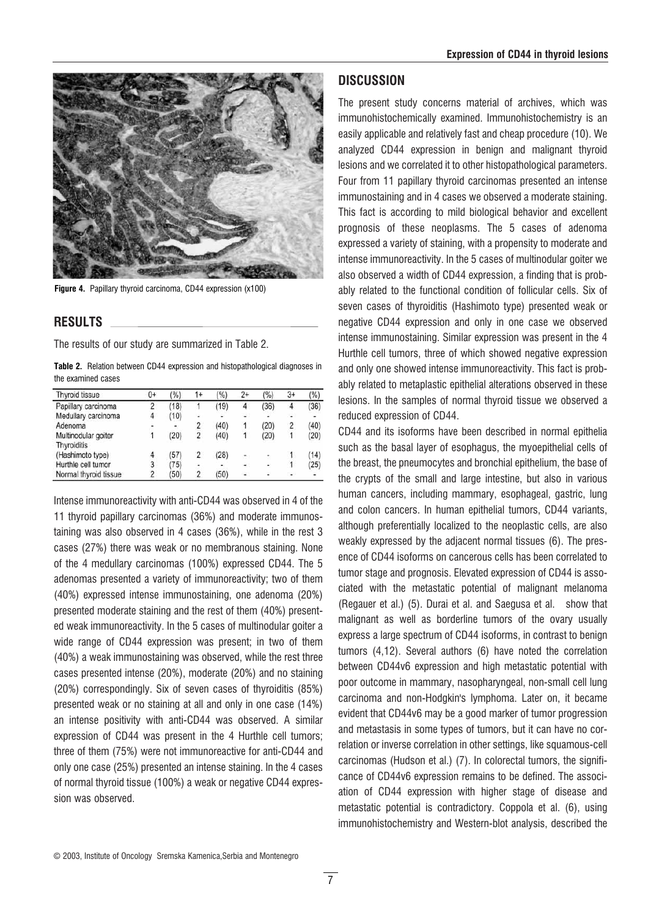Figure 4. Papillary thyroid carcinoma, CD44 expression (x100)

## RESULTS

The results of our study are summarized in Table 2.

**Table 2.** Relation between CD44 expression and histopathological diagnoses in the examined cases

| Thyroid tissue | 0+ | (%) | 1+ | (%) | 2+ | (%) | 3+ | (%) |
|---|---|---|---|---|---|---|---|---|
| Papillary carcinoma | 2 | (18) | 1 | (19) | 4 | (36) | 4 | (36) |
| Medullary carcinoma | 4 | (10) | - | - | - | - | - | - |
| Adenoma | - | - | 2 | (40) | 1 | (20) | 2 | (40) |
| Multinodular goiter | 1 | (20) | 2 | (40) | 1 | (20) | 1 | (20) |
| Thyroiditis (Hashimoto type) | 4 | (57) | 2 | (28) | - | - | 1 | (14) |
| Hurthle cell tumor | 3 | (75) | - | - | - | - | 1 | (25) |
| Normal thyroid tissue | 2 | (50) | 2 | (50) | - | - | - | - |

Intense immunoreactivity with anti-CD44 was observed in 4 of the 11 thyroid papillary carcinomas (36%) and moderate immunostaining was also observed in 4 cases (36%), while in the rest 3 cases (27%) there was weak or no membranous staining. None of the 4 medullary carcinomas (100%) expressed CD44. The 5 adenomas presented a variety of immunoreactivity; two of them (40%) expressed intense immunostaining, one adenoma (20%) presented moderate staining and the rest of them (40%) presented weak immunoreactivity. In the 5 cases of multinodular goiter a wide range of CD44 expression was present; in two of them (40%) a weak immunostaining was observed, while the rest three cases presented intense (20%), moderate (20%) and no staining (20%) correspondingly. Six of seven cases of thyroiditis (85%) presented weak or no staining at all and only in one case (14%) an intense positivity with anti-CD44 was observed. A similar expression of CD44 was present in the 4 Hurthle cell tumors; three of them (75%) were not immunoreactive for anti-CD44 and only one case (25%) presented an intense staining. In the 4 cases of normal thyroid tissue (100%) a weak or negative CD44 expression was observed.

## DISCUSSION

The present study concerns material of archives, which was immunohistochemically examined. Immunohistochemistry is an easily applicable and relatively fast and cheap procedure (10). We analyzed CD44 expression in benign and malignant thyroid lesions and we correlated it to other histopathological parameters. Four from 11 papillary thyroid carcinomas presented an intense immunostaining and in 4 cases we observed a moderate staining. This fact is according to mild biological behavior and excellent prognosis of these neoplasms. The 5 cases of adenoma expressed a variety of staining, with a propensity to moderate and intense immunoreactivity. In the 5 cases of multinodular goiter we also observed a width of CD44 expression, a finding that is probably related to the functional condition of follicular cells. Six of seven cases of thyroiditis (Hashimoto type) presented weak or negative CD44 expression and only in one case we observed intense immunostaining. Similar expression was present in the 4 Hurthle cell tumors, three of which showed negative expression and only one showed intense immunoreactivity. This fact is probably related to metaplastic epithelial alterations observed in these lesions. In the samples of normal thyroid tissue we observed a reduced expression of CD44.

CD44 and its isoforms have been described in normal epithelia such as the basal layer of esophagus, the myoepithelial cells of the breast, the pneumocytes and bronchial epithelium, the base of the crypts of the small and large intestine, but also in various human cancers, including mammary, esophageal, gastric, lung and colon cancers. In human epithelial tumors, CD44 variants, although preferentially localized to the neoplastic cells, are also weakly expressed by the adjacent normal tissues (6). The presence of CD44 isoforms on cancerous cells has been correlated to tumor stage and prognosis. Elevated expression of CD44 is associated with the metastatic potential of malignant melanoma (Regauer et al.) (5). Durai et al. and Saegusa et al. show that malignant as well as borderline tumors of the ovary usually express a large spectrum of CD44 isoforms, in contrast to benign tumors (4,12). Several authors (6) have noted the correlation between CD44v6 expression and high metastatic potential with poor outcome in mammary, nasopharyngeal, non-small cell lung carcinoma and non-Hodgkin's lymphoma. Later on, it became evident that CD44v6 may be a good marker of tumor progression and metastasis in some types of tumors, but it can have no correlation or inverse correlation in other settings, like squamous-cell carcinomas (Hudson et al.) (7). In colorectal tumors, the significance of CD44v6 expression remains to be defined. The association of CD44 expression with higher stage of disease and metastatic potential is contradictory. Coppola et al. (6), using immunohistochemistry and Western-blot analysis, described the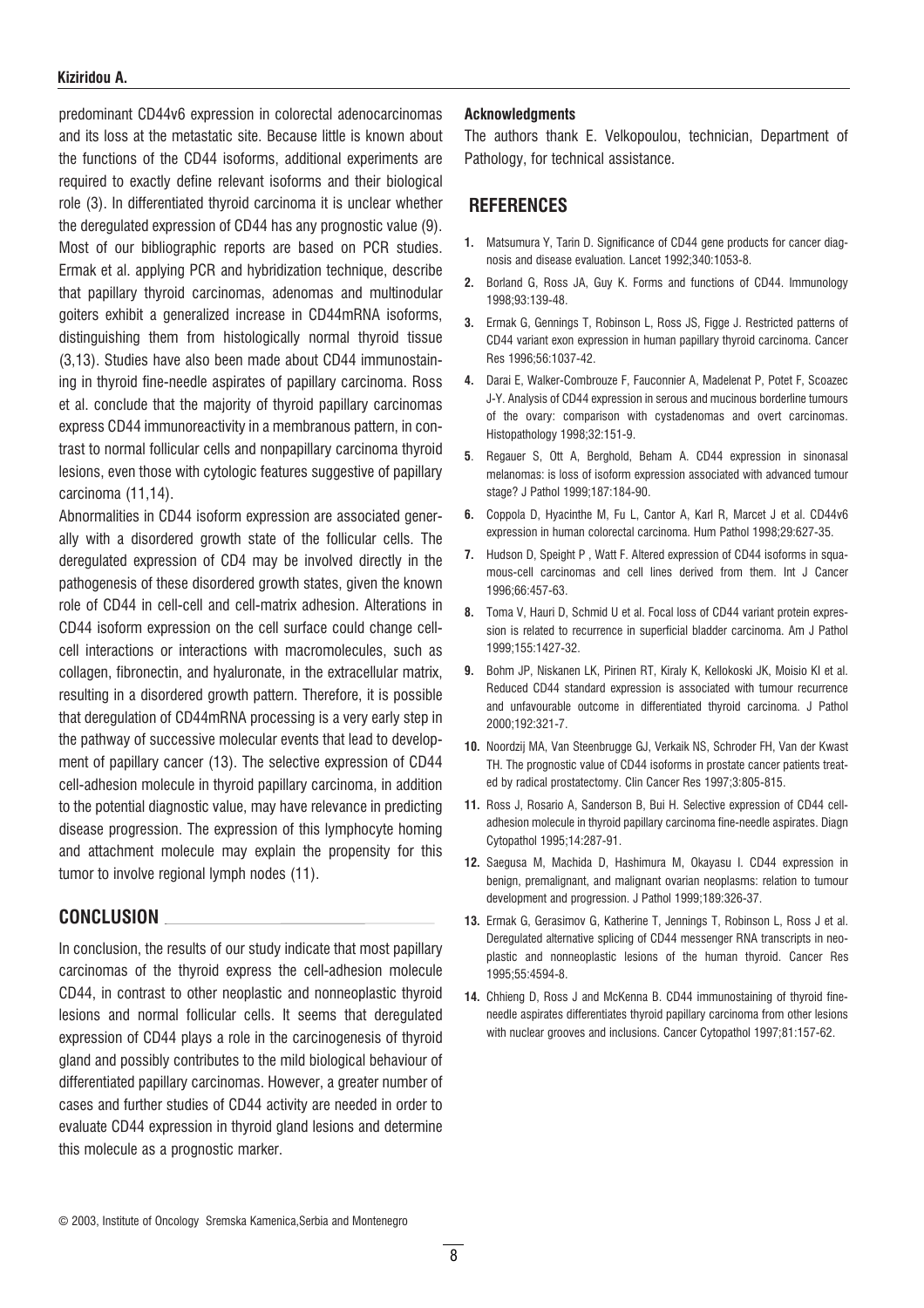predominant CD44v6 expression in colorectal adenocarcinomas and its loss at the metastatic site. Because little is known about the functions of the CD44 isoforms, additional experiments are required to exactly define relevant isoforms and their biological role (3). In differentiated thyroid carcinoma it is unclear whether the deregulated expression of CD44 has any prognostic value (9). Most of our bibliographic reports are based on PCR studies. Ermak et al. applying PCR and hybridization technique, describe that papillary thyroid carcinomas, adenomas and multinodular goiters exhibit a generalized increase in CD44mRNA isoforms, distinguishing them from histologically normal thyroid tissue (3,13). Studies have also been made about CD44 immunostaining in thyroid fine-needle aspirates of papillary carcinoma. Ross et al. conclude that the majority of thyroid papillary carcinomas express CD44 immunoreactivity in a membranous pattern, in contrast to normal follicular cells and nonpapillary carcinoma thyroid lesions, even those with cytologic features suggestive of papillary carcinoma (11,14).

Abnormalities in CD44 isoform expression are associated generally with a disordered growth state of the follicular cells. The deregulated expression of CD4 may be involved directly in the pathogenesis of these disordered growth states, given the known role of CD44 in cell-cell and cell-matrix adhesion. Alterations in CD44 isoform expression on the cell surface could change cell-cell interactions or interactions with macromolecules, such as collagen, fibronectin, and hyaluronate, in the extracellular matrix, resulting in a disordered growth pattern. Therefore, it is possible that deregulation of CD44mRNA processing is a very early step in the pathway of successive molecular events that lead to development of papillary cancer (13). The selective expression of CD44 cell-adhesion molecule in thyroid papillary carcinoma, in addition to the potential diagnostic value, may have relevance in predicting disease progression. The expression of this lymphocyte homing and attachment molecule may explain the propensity for this tumor to involve regional lymph nodes (11).

## CONCLUSION

In conclusion, the results of our study indicate that most papillary carcinomas of the thyroid express the cell-adhesion molecule CD44, in contrast to other neoplastic and nonneoplastic thyroid lesions and normal follicular cells. It seems that deregulated expression of CD44 plays a role in the carcinogenesis of thyroid gland and possibly contributes to the mild biological behaviour of differentiated papillary carcinomas. However, a greater number of cases and further studies of CD44 activity are needed in order to evaluate CD44 expression in thyroid gland lesions and determine this molecule as a prognostic marker.

**Acknowledgments**

The authors thank E. Velkopoulou, technician, Department of Pathology, for technical assistance.

## REFERENCES

1. Matsumura Y, Tarin D. Significance of CD44 gene products for cancer diagnosis and disease evaluation. Lancet 1992;340:1053-8.
2. Borland G, Ross JA, Guy K. Forms and functions of CD44. Immunology 1998;93:139-48.
3. Ermak G, Gennings T, Robinson L, Ross JS, Figge J. Restricted patterns of CD44 variant exon expression in human papillary thyroid carcinoma. Cancer Res 1996;56:1037-42.
4. Darai E, Walker-Combrouze F, Fauconnier A, Madelenat P, Potet F, Scoazec J-Y. Analysis of CD44 expression in serous and mucinous borderline tumours of the ovary: comparison with cystadenomas and overt carcinomas. Histopathology 1998;32:151-9.
5. Regauer S, Ott A, Berghold, Beham A. CD44 expression in sinonasal melanomas: is loss of isoform expression associated with advanced tumour stage? J Pathol 1999;187:184-90.
6. Coppola D, Hyacinthe M, Fu L, Cantor A, Karl R, Marcet J et al. CD44v6 expression in human colorectal carcinoma. Hum Pathol 1998;29:627-35.
7. Hudson D, Speight P , Watt F. Altered expression of CD44 isoforms in squamous-cell carcinomas and cell lines derived from them. Int J Cancer 1996;66:457-63.
8. Toma V, Hauri D, Schmid U et al. Focal loss of CD44 variant protein expression is related to recurrence in superficial bladder carcinoma. Am J Pathol 1999;155:1427-32.
9. Bohm JP, Niskanen LK, Pirinen RT, Kiraly K, Kellokoski JK, Moisio KI et al. Reduced CD44 standard expression is associated with tumour recurrence and unfavourable outcome in differentiated thyroid carcinoma. J Pathol 2000;192:321-7.
10. Noordzij MA, Van Steenbrugge GJ, Verkaik NS, Schroder FH, Van der Kwast TH. The prognostic value of CD44 isoforms in prostate cancer patients treated by radical prostatectomy. Clin Cancer Res 1997;3:805-815.
11. Ross J, Rosario A, Sanderson B, Bui H. Selective expression of CD44 cell-adhesion molecule in thyroid papillary carcinoma fine-needle aspirates. Diagn Cytopathol 1995;14:287-91.
12. Saegusa M, Machida D, Hashimura M, Okayasu I. CD44 expression in benign, premalignant, and malignant ovarian neoplasms: relation to tumour development and progression. J Pathol 1999;189:326-37.
13. Ermak G, Gerasimov G, Katherine T, Jennings T, Robinson L, Ross J et al. Deregulated alternative splicing of CD44 messenger RNA transcripts in neoplastic and nonneoplastic lesions of the human thyroid. Cancer Res 1995;55:4594-8.
14. Chhieng D, Ross J and McKenna B. CD44 immunostaining of thyroid fine-needle aspirates differentiates thyroid papillary carcinoma from other lesions with nuclear grooves and inclusions. Cancer Cytopathol 1997;81:157-62.

© 2003, Institute of Oncology Sremska Kamenica,Serbia and Montenegro